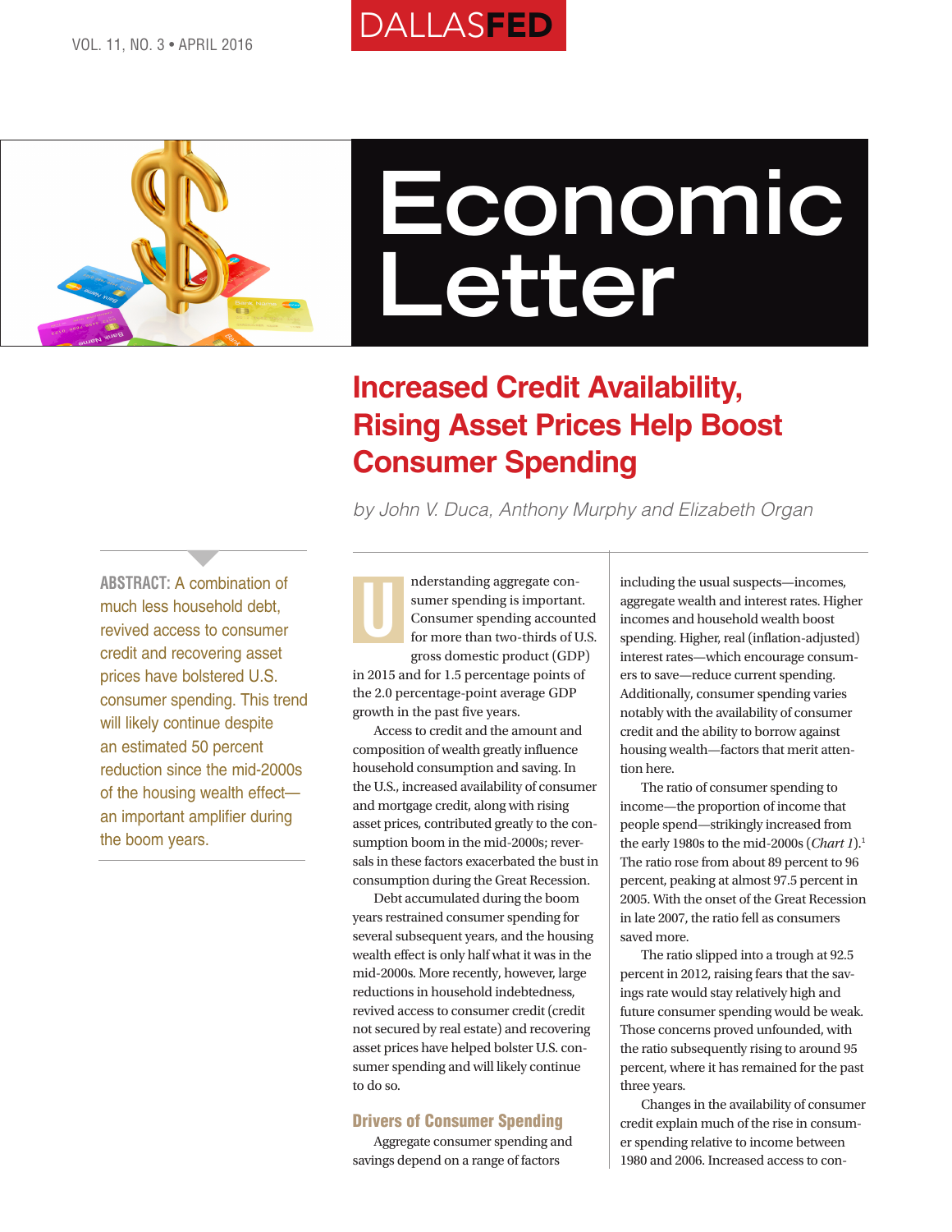# Economic Letter

## Increased Credit Availability, Rising Asset Prices Help Boost Consumer Spending

*by John V. Duca, Anthony Murphy and Elizabeth Organ*

**ABSTRACT:** A combination of much less household debt, revived access to consumer credit and recovering asset prices have bolstered U.S. consumer spending. This trend will likely continue despite an estimated 50 percent reduction since the mid-2000s of the housing wealth effect—an important amplifier during the boom years.

Understanding aggregate consumer spending is important. Consumer spending accounted for more than two-thirds of U.S. gross domestic product (GDP) in 2015 and for 1.5 percentage points of the 2.0 percentage-point average GDP growth in the past five years.

Access to credit and the amount and composition of wealth greatly influence household consumption and saving. In the U.S., increased availability of consumer and mortgage credit, along with rising asset prices, contributed greatly to the consumption boom in the mid-2000s; reversals in these factors exacerbated the bust in consumption during the Great Recession.

Debt accumulated during the boom years restrained consumer spending for several subsequent years, and the housing wealth effect is only half what it was in the mid-2000s. More recently, however, large reductions in household indebtedness, revived access to consumer credit (credit not secured by real estate) and recovering asset prices have helped bolster U.S. consumer spending and will likely continue to do so.

### Drivers of Consumer Spending

Aggregate consumer spending and savings depend on a range of factors including the usual suspects—incomes, aggregate wealth and interest rates. Higher incomes and household wealth boost spending. Higher, real (inflation-adjusted) interest rates—which encourage consumers to save—reduce current spending. Additionally, consumer spending varies notably with the availability of consumer credit and the ability to borrow against housing wealth—factors that merit attention here.

The ratio of consumer spending to income—the proportion of income that people spend—strikingly increased from the early 1980s to the mid-2000s (*Chart 1*).[1] The ratio rose from about 89 percent to 96 percent, peaking at almost 97.5 percent in 2005. With the onset of the Great Recession in late 2007, the ratio fell as consumers saved more.

The ratio slipped into a trough at 92.5 percent in 2012, raising fears that the savings rate would stay relatively high and future consumer spending would be weak. Those concerns proved unfounded, with the ratio subsequently rising to around 95 percent, where it has remained for the past three years.

Changes in the availability of consumer credit explain much of the rise in consumer spending relative to income between 1980 and 2006. Increased access to con-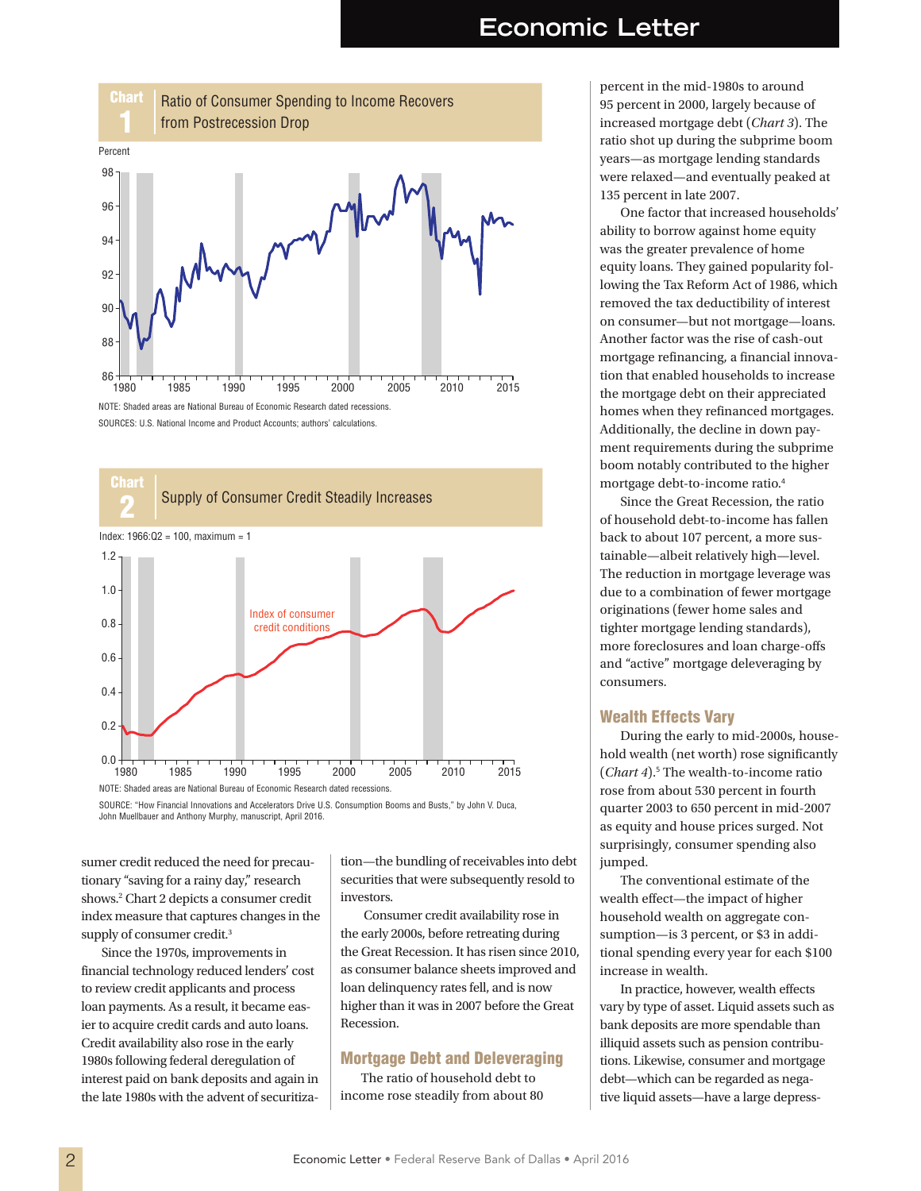**Chart 1** Ratio of Consumer Spending to Income Recovers from Postrecession Drop

NOTE: Shaded areas are National Bureau of Economic Research dated recessions.

SOURCES: U.S. National Income and Product Accounts; authors' calculations.

**Chart 2** Supply of Consumer Credit Steadily Increases

NOTE: Shaded areas are National Bureau of Economic Research dated recessions.

SOURCE: "How Financial Innovations and Accelerators Drive U.S. Consumption Booms and Busts," by John V. Duca, John Muellbauer and Anthony Murphy, manuscript, April 2016.

sumer credit reduced the need for precautionary "saving for a rainy day," research shows.[2] Chart 2 depicts a consumer credit index measure that captures changes in the supply of consumer credit.[3]

Since the 1970s, improvements in financial technology reduced lenders' cost to review credit applicants and process loan payments. As a result, it became easier to acquire credit cards and auto loans. Credit availability also rose in the early 1980s following federal deregulation of interest paid on bank deposits and again in the late 1980s with the advent of securitization—the bundling of receivables into debt securities that were subsequently resold to investors.

Consumer credit availability rose in the early 2000s, before retreating during the Great Recession. It has risen since 2010, as consumer balance sheets improved and loan delinquency rates fell, and is now higher than it was in 2007 before the Great Recession.

## Mortgage Debt and Deleveraging

The ratio of household debt to income rose steadily from about 80 percent in the mid-1980s to around 95 percent in 2000, largely because of increased mortgage debt (*Chart 3*). The ratio shot up during the subprime boom years—as mortgage lending standards were relaxed—and eventually peaked at 135 percent in late 2007.

One factor that increased households' ability to borrow against home equity was the greater prevalence of home equity loans. They gained popularity following the Tax Reform Act of 1986, which removed the tax deductibility of interest on consumer—but not mortgage—loans. Another factor was the rise of cash-out mortgage refinancing, a financial innovation that enabled households to increase the mortgage debt on their appreciated homes when they refinanced mortgages. Additionally, the decline in down payment requirements during the subprime boom notably contributed to the higher mortgage debt-to-income ratio.[4]

Since the Great Recession, the ratio of household debt-to-income has fallen back to about 107 percent, a more sustainable—albeit relatively high—level. The reduction in mortgage leverage was due to a combination of fewer mortgage originations (fewer home sales and tighter mortgage lending standards), more foreclosures and loan charge-offs and "active" mortgage deleveraging by consumers.

## Wealth Effects Vary

During the early to mid-2000s, household wealth (net worth) rose significantly (*Chart 4*).[5] The wealth-to-income ratio rose from about 530 percent in fourth quarter 2003 to 650 percent in mid-2007 as equity and house prices surged. Not surprisingly, consumer spending also jumped.

The conventional estimate of the wealth effect—the impact of higher household wealth on aggregate consumption—is 3 percent, or $3 in additional spending every year for each $100 increase in wealth.

In practice, however, wealth effects vary by type of asset. Liquid assets such as bank deposits are more spendable than illiquid assets such as pension contributions. Likewise, consumer and mortgage debt—which can be regarded as negative liquid assets—have a large depress-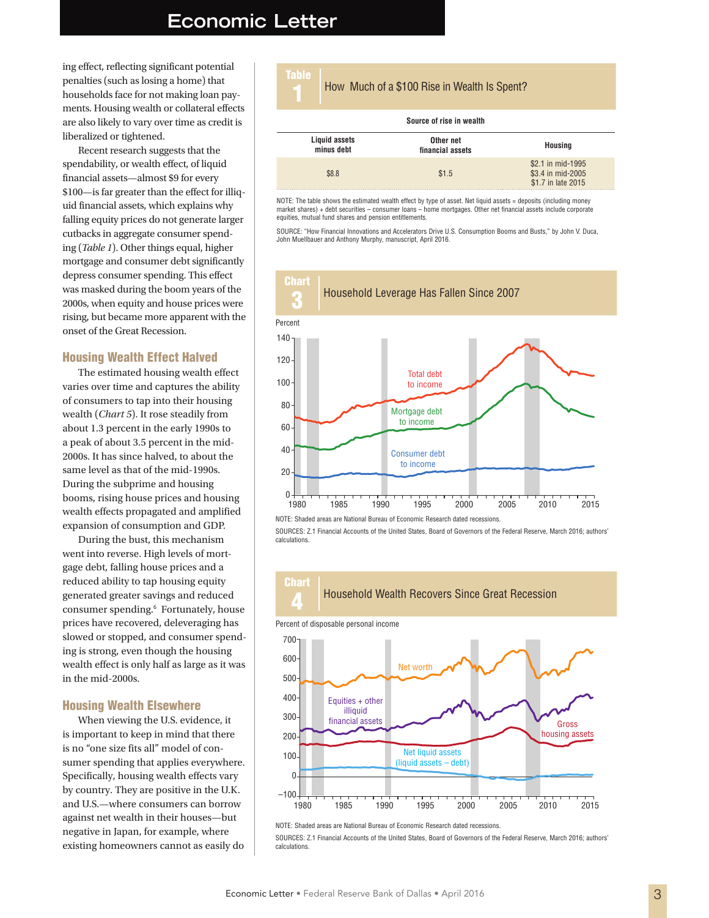ing effect, reflecting significant potential penalties (such as losing a home) that households face for not making loan payments. Housing wealth or collateral effects are also likely to vary over time as credit is liberalized or tightened.

Recent research suggests that the spendability, or wealth effect, of liquid financial assets—almost $9 for every $100—is far greater than the effect for illiquid financial assets, which explains why falling equity prices do not generate larger cutbacks in aggregate consumer spending (*Table 1*). Other things equal, higher mortgage and consumer debt significantly depress consumer spending. This effect was masked during the boom years of the 2000s, when equity and house prices were rising, but became more apparent with the onset of the Great Recession.

## Housing Wealth Effect Halved

The estimated housing wealth effect varies over time and captures the ability of consumers to tap into their housing wealth (*Chart 5*). It rose steadily from about 1.3 percent in the early 1990s to a peak of about 3.5 percent in the mid-2000s. It has since halved, to about the same level as that of the mid-1990s. During the subprime and housing booms, rising house prices and housing wealth effects propagated and amplified expansion of consumption and GDP.

During the bust, this mechanism went into reverse. High levels of mortgage debt, falling house prices and a reduced ability to tap housing equity generated greater savings and reduced consumer spending.[6] Fortunately, house prices have recovered, deleveraging has slowed or stopped, and consumer spending is strong, even though the housing wealth effect is only half as large as it was in the mid-2000s.

## Housing Wealth Elsewhere

When viewing the U.S. evidence, it is important to keep in mind that there is no "one size fits all" model of consumer spending that applies everywhere. Specifically, housing wealth effects vary by country. They are positive in the U.K. and U.S.—where consumers can borrow against net wealth in their houses—but negative in Japan, for example, where existing homeowners cannot as easily do

**Table 1: How Much of a $100 Rise in Wealth Is Spent?**

| Source of rise in wealth | | |
|---|---|---|
| Liquid assets minus debt | Other net financial assets | Housing |
| $8.8 | $1.5 | $2.1 in mid-1995<br>$3.4 in mid-2005<br>$1.7 in late 2015 |

NOTE: The table shows the estimated wealth effect by type of asset. Net liquid assets = deposits (including money market shares) + debt securities – consumer loans – home mortgages. Other net financial assets include corporate equities, mutual fund shares and pension entitlements.

SOURCE: "How Financial Innovations and Accelerators Drive U.S. Consumption Booms and Busts," by John V. Duca, John Muellbauer and Anthony Murphy, manuscript, April 2016.

**Chart 3: Household Leverage Has Fallen Since 2007**

NOTE: Shaded areas are National Bureau of Economic Research dated recessions.

SOURCES: Z.1 Financial Accounts of the United States, Board of Governors of the Federal Reserve, March 2016; authors' calculations.

**Chart 4: Household Wealth Recovers Since Great Recession**

NOTE: Shaded areas are National Bureau of Economic Research dated recessions.

SOURCES: Z.1 Financial Accounts of the United States, Board of Governors of the Federal Reserve, March 2016; authors' calculations.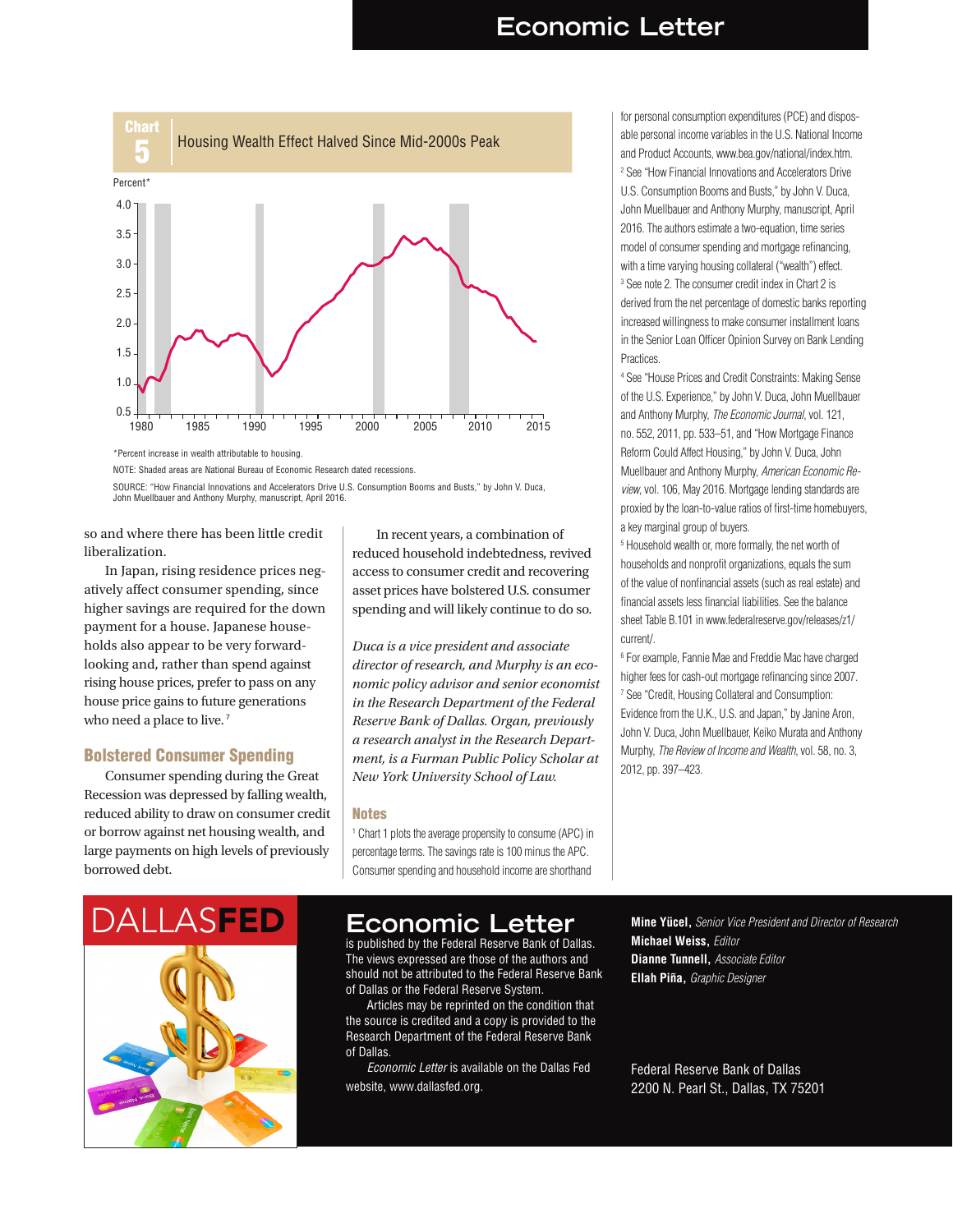**Chart 5** Housing Wealth Effect Halved Since Mid-2000s Peak

Percent*

4.0
3.5
3.0
2.5
2.0
1.5
1.0
0.5

1980 1985 1990 1995 2000 2005 2010 2015

*Percent increase in wealth attributable to housing.

NOTE: Shaded areas are National Bureau of Economic Research dated recessions.

SOURCE: "How Financial Innovations and Accelerators Drive U.S. Consumption Booms and Busts," by John V. Duca, John Muellbauer and Anthony Murphy, manuscript, April 2016.

so and where there has been little credit liberalization.

In Japan, rising residence prices negatively affect consumer spending, since higher savings are required for the down payment for a house. Japanese households also appear to be very forward-looking and, rather than spend against rising house prices, prefer to pass on any house price gains to future generations who need a place to live.[7]

## Bolstered Consumer Spending

Consumer spending during the Great Recession was depressed by falling wealth, reduced ability to draw on consumer credit or borrow against net housing wealth, and large payments on high levels of previously borrowed debt.

In recent years, a combination of reduced household indebtedness, revived access to consumer credit and recovering asset prices have bolstered U.S. consumer spending and will likely continue to do so.

*Duca is a vice president and associate director of research, and Murphy is an economic policy advisor and senior economist in the Research Department of the Federal Reserve Bank of Dallas. Organ, previously a research analyst in the Research Department, is a Furman Public Policy Scholar at New York University School of Law.*

## Notes

[1] Chart 1 plots the average propensity to consume (APC) in percentage terms. The savings rate is 100 minus the APC. Consumer spending and household income are shorthand for personal consumption expenditures (PCE) and disposable personal income variables in the U.S. National Income and Product Accounts, www.bea.gov/national/index.htm.

[2] See "How Financial Innovations and Accelerators Drive U.S. Consumption Booms and Busts," by John V. Duca, John Muellbauer and Anthony Murphy, manuscript, April 2016. The authors estimate a two-equation, time series model of consumer spending and mortgage refinancing, with a time varying housing collateral ("wealth") effect.

[3] See note 2. The consumer credit index in Chart 2 is derived from the net percentage of domestic banks reporting increased willingness to make consumer installment loans in the Senior Loan Officer Opinion Survey on Bank Lending Practices.

[4] See "House Prices and Credit Constraints: Making Sense of the U.S. Experience," by John V. Duca, John Muellbauer and Anthony Murphy, *The Economic Journal*, vol. 121, no. 552, 2011, pp. 533–51, and "How Mortgage Finance Reform Could Affect Housing," by John V. Duca, John Muellbauer and Anthony Murphy, *American Economic Review*, vol. 106, May 2016. Mortgage lending standards are proxied by the loan-to-value ratios of first-time homebuyers, a key marginal group of buyers.

[5] Household wealth or, more formally, the net worth of households and nonprofit organizations, equals the sum of the value of nonfinancial assets (such as real estate) and financial assets less financial liabilities. See the balance sheet Table B.101 in www.federalreserve.gov/releases/z1/current/.

[6] For example, Fannie Mae and Freddie Mac have charged higher fees for cash-out mortgage refinancing since 2007.

[7] See "Credit, Housing Collateral and Consumption: Evidence from the U.K., U.S. and Japan," by Janine Aron, John V. Duca, John Muellbauer, Keiko Murata and Anthony Murphy, *The Review of Income and Wealth*, vol. 58, no. 3, 2012, pp. 397–423.

DALLASFED

**Economic Letter** is published by the Federal Reserve Bank of Dallas. The views expressed are those of the authors and should not be attributed to the Federal Reserve Bank of Dallas or the Federal Reserve System.

Articles may be reprinted on the condition that the source is credited and a copy is provided to the Research Department of the Federal Reserve Bank of Dallas.

*Economic Letter* is available on the Dallas Fed website, www.dallasfed.org.

**Mine Yücel,** *Senior Vice President and Director of Research*
**Michael Weiss,** *Editor*
**Dianne Tunnell,** *Associate Editor*
**Ellah Piña,** *Graphic Designer*

Federal Reserve Bank of Dallas
2200 N. Pearl St., Dallas, TX 75201